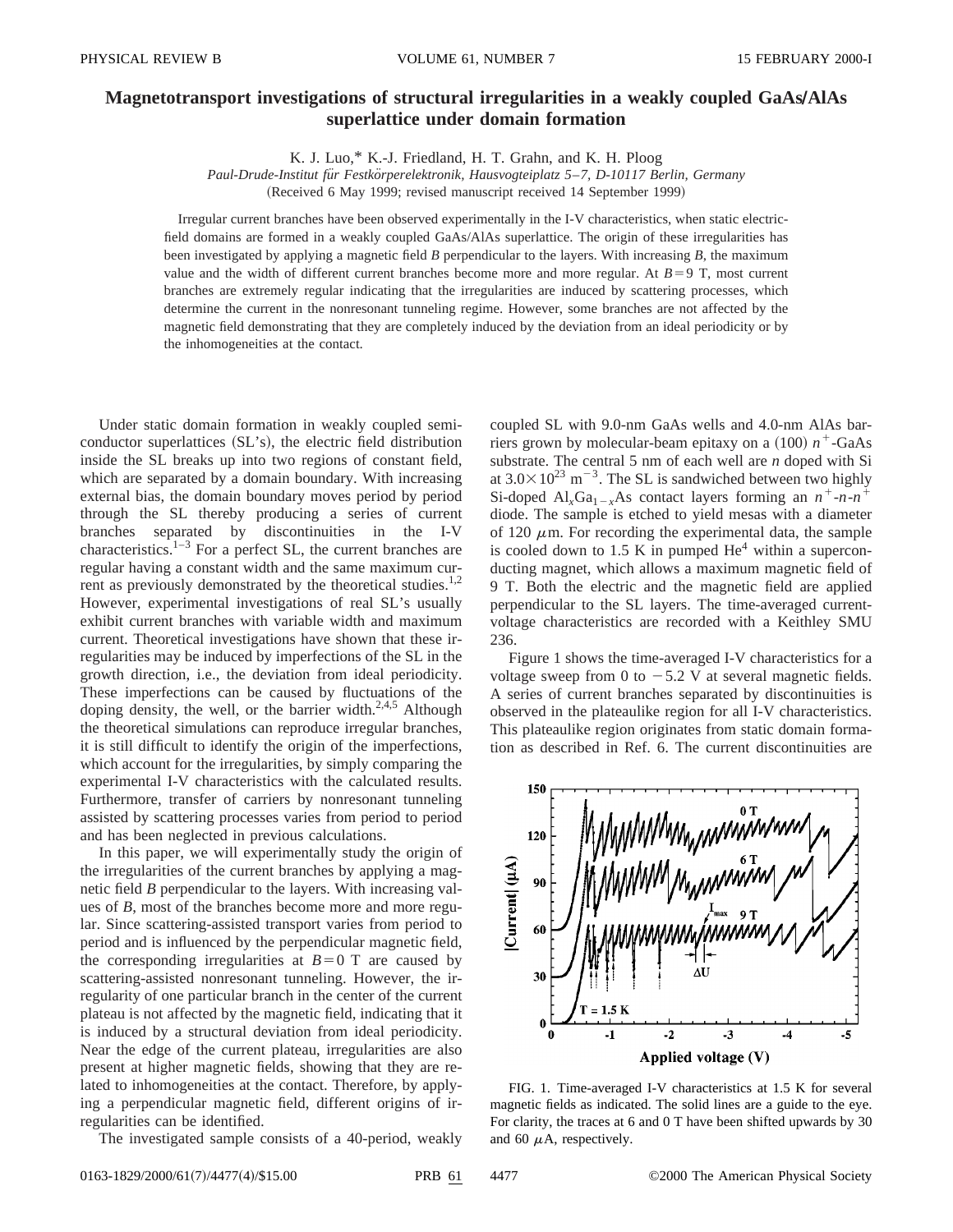# Magnetotransport investigations of structural irregularities in a weakly coupled GaAs/AlAs superlattice under domain formation

K. J. Luo,* K.-J. Friedland, H. T. Grahn, and K. H. Ploog

*Paul-Drude-Institut für Festkörperelektronik, Hausvogteiplatz 5–7, D-10117 Berlin, Germany*

(Received 6 May 1999; revised manuscript received 14 September 1999)

Irregular current branches have been observed experimentally in the I-V characteristics, when static electric-field domains are formed in a weakly coupled GaAs/AlAs superlattice. The origin of these irregularities has been investigated by applying a magnetic field $B$ perpendicular to the layers. With increasing $B$, the maximum value and the width of different current branches become more and more regular. At $B=9$ T, most current branches are extremely regular indicating that the irregularities are induced by scattering processes, which determine the current in the nonresonant tunneling regime. However, some branches are not affected by the magnetic field demonstrating that they are completely induced by the deviation from an ideal periodicity or by the inhomogeneities at the contact.

Under static domain formation in weakly coupled semiconductor superlattices (SL's), the electric field distribution inside the SL breaks up into two regions of constant field, which are separated by a domain boundary. With increasing external bias, the domain boundary moves period by period through the SL thereby producing a series of current branches separated by discontinuities in the I-V characteristics.[1–3] For a perfect SL, the current branches are regular having a constant width and the same maximum current as previously demonstrated by the theoretical studies.[1,2] However, experimental investigations of real SL's usually exhibit current branches with variable width and maximum current. Theoretical investigations have shown that these irregularities may be induced by imperfections of the SL in the growth direction, i.e., the deviation from ideal periodicity. These imperfections can be caused by fluctuations of the doping density, the well, or the barrier width.[2,4,5] Although the theoretical simulations can reproduce irregular branches, it is still difficult to identify the origin of the imperfections, which account for the irregularities, by simply comparing the experimental I-V characteristics with the calculated results. Furthermore, transfer of carriers by nonresonant tunneling assisted by scattering processes varies from period to period and has been neglected in previous calculations.

In this paper, we will experimentally study the origin of the irregularities of the current branches by applying a magnetic field $B$ perpendicular to the layers. With increasing values of $B$, most of the branches become more and more regular. Since scattering-assisted transport varies from period to period and is influenced by the perpendicular magnetic field, the corresponding irregularities at $B=0$ T are caused by scattering-assisted nonresonant tunneling. However, the irregularity of one particular branch in the center of the current plateau is not affected by the magnetic field, indicating that it is induced by a structural deviation from ideal periodicity. Near the edge of the current plateau, irregularities are also present at higher magnetic fields, showing that they are related to inhomogeneities at the contact. Therefore, by applying a perpendicular magnetic field, different origins of irregularities can be identified.

The investigated sample consists of a 40-period, weakly coupled SL with 9.0-nm GaAs wells and 4.0-nm AlAs barriers grown by molecular-beam epitaxy on a (100) $n^+$-GaAs substrate. The central 5 nm of each well are $n$ doped with Si at $3.0\times10^{23}$ m$^{-3}$. The SL is sandwiched between two highly Si-doped $Al_xGa_{1-x}As$ contact layers forming an $n^+$-$n$-$n^+$ diode. The sample is etched to yield mesas with a diameter of 120 $\mu$m. For recording the experimental data, the sample is cooled down to 1.5 K in pumped He$^4$ within a superconducting magnet, which allows a maximum magnetic field of 9 T. Both the electric and the magnetic field are applied perpendicular to the SL layers. The time-averaged current-voltage characteristics are recorded with a Keithley SMU 236.

Figure 1 shows the time-averaged I-V characteristics for a voltage sweep from 0 to $-5.2$ V at several magnetic fields. A series of current branches separated by discontinuities is observed in the plateaulike region for all I-V characteristics. This plateaulike region originates from static domain formation as described in Ref. 6. The current discontinuities are

FIG. 1. Time-averaged I-V characteristics at 1.5 K for several magnetic fields as indicated. The solid lines are a guide to the eye. For clarity, the traces at 6 and 0 T have been shifted upwards by 30 and 60 $\mu$A, respectively.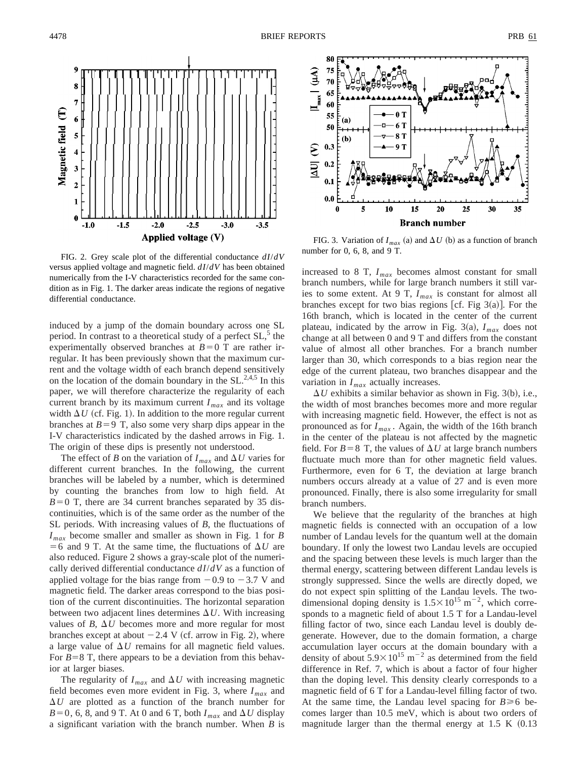FIG. 2. Grey scale plot of the differential conductance $dI/dV$ versus applied voltage and magnetic field. $dI/dV$ has been obtained numerically from the I-V characteristics recorded for the same condition as in Fig. 1. The darker areas indicate the regions of negative differential conductance.

FIG. 3. Variation of $I_{max}$ (a) and $\Delta U$ (b) as a function of branch number for 0, 6, 8, and 9 T.

induced by a jump of the domain boundary across one SL period. In contrast to a theoretical study of a perfect SL,[5] the experimentally observed branches at $B=0$ T are rather irregular. It has been previously shown that the maximum current and the voltage width of each branch depend sensitively on the location of the domain boundary in the SL.[2,4,5] In this paper, we will therefore characterize the regularity of each current branch by its maximum current $I_{max}$ and its voltage width $\Delta U$ (cf. Fig. 1). In addition to the more regular current branches at $B=9$ T, also some very sharp dips appear in the I-V characteristics indicated by the dashed arrows in Fig. 1. The origin of these dips is presently not understood.

The effect of $B$ on the variation of $I_{max}$ and $\Delta U$ varies for different current branches. In the following, the current branches will be labeled by a number, which is determined by counting the branches from low to high field. At $B=0$ T, there are 34 current branches separated by 35 discontinuities, which is of the same order as the number of the SL periods. With increasing values of $B$, the fluctuations of $I_{max}$ become smaller and smaller as shown in Fig. 1 for $B=6$ and 9 T. At the same time, the fluctuations of $\Delta U$ are also reduced. Figure 2 shows a gray-scale plot of the numerically derived differential conductance $dI/dV$ as a function of applied voltage for the bias range from $-0.9$ to $-3.7$ V and magnetic field. The darker areas correspond to the bias position of the current discontinuities. The horizontal separation between two adjacent lines determines $\Delta U$. With increasing values of $B$, $\Delta U$ becomes more and more regular for most branches except at about $-2.4$ V (cf. arrow in Fig. 2), where a large value of $\Delta U$ remains for all magnetic field values. For $B=8$ T, there appears to be a deviation from this behavior at larger biases.

The regularity of $I_{max}$ and $\Delta U$ with increasing magnetic field becomes even more evident in Fig. 3, where $I_{max}$ and $\Delta U$ are plotted as a function of the branch number for $B=0$, 6, 8, and 9 T. At 0 and 6 T, both $I_{max}$ and $\Delta U$ display a significant variation with the branch number. When $B$ is increased to 8 T, $I_{max}$ becomes almost constant for small branch numbers, while for large branch numbers it still varies to some extent. At 9 T, $I_{max}$ is constant for almost all branches except for two bias regions [cf. Fig 3(a)]. For the 16th branch, which is located in the center of the current plateau, indicated by the arrow in Fig. 3(a), $I_{max}$ does not change at all between 0 and 9 T and differs from the constant value of almost all other branches. For a branch number larger than 30, which corresponds to a bias region near the edge of the current plateau, two branches disappear and the variation in $I_{max}$ actually increases.

$\Delta U$ exhibits a similar behavior as shown in Fig. 3(b), i.e., the width of most branches becomes more and more regular with increasing magnetic field. However, the effect is not as pronounced as for $I_{max}$. Again, the width of the 16th branch in the center of the plateau is not affected by the magnetic field. For $B=8$ T, the values of $\Delta U$ at large branch numbers fluctuate much more than for other magnetic field values. Furthermore, even for 6 T, the deviation at large branch numbers occurs already at a value of 27 and is even more pronounced. Finally, there is also some irregularity for small branch numbers.

We believe that the regularity of the branches at high magnetic fields is connected with an occupation of a low number of Landau levels for the quantum well at the domain boundary. If only the lowest two Landau levels are occupied and the spacing between these levels is much larger than the thermal energy, scattering between different Landau levels is strongly suppressed. Since the wells are directly doped, we do not expect spin splitting of the Landau levels. The two-dimensional doping density is $1.5\times10^{15}$ m$^{-2}$, which corresponds to a magnetic field of about 1.5 T for a Landau-level filling factor of two, since each Landau level is doubly degenerate. However, due to the domain formation, a charge accumulation layer occurs at the domain boundary with a density of about $5.9\times10^{15}$ m$^{-2}$ as determined from the field difference in Ref. 7, which is about a factor of four higher than the doping level. This density clearly corresponds to a magnetic field of 6 T for a Landau-level filling factor of two. At the same time, the Landau level spacing for $B\geqslant6$ becomes larger than 10.5 meV, which is about two orders of magnitude larger than the thermal energy at 1.5 K (0.13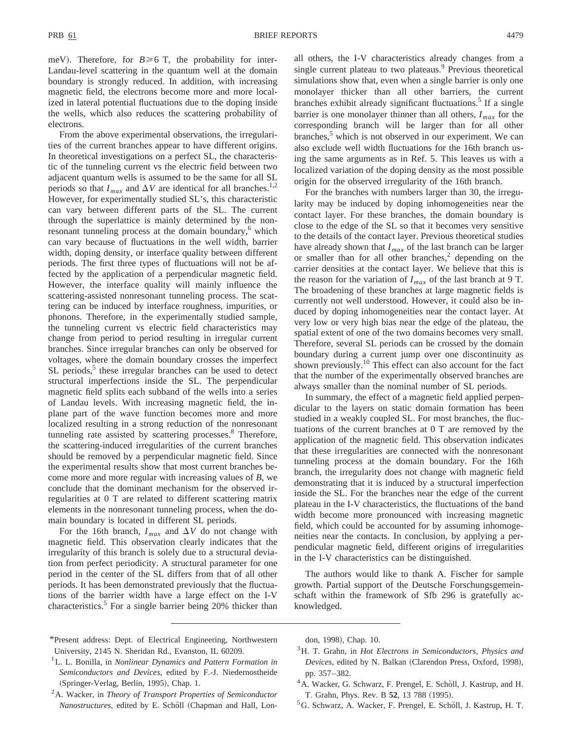meV). Therefore, for $B \geq 6$ T, the probability for inter-Landau-level scattering in the quantum well at the domain boundary is strongly reduced. In addition, with increasing magnetic field, the electrons become more and more localized in lateral potential fluctuations due to the doping inside the wells, which also reduces the scattering probability of electrons.

From the above experimental observations, the irregularities of the current branches appear to have different origins. In theoretical investigations on a perfect SL, the characteristic of the tunneling current vs the electric field between two adjacent quantum wells is assumed to be the same for all SL periods so that $I_{max}$ and $\Delta V$ are identical for all branches.[1,2] However, for experimentally studied SL's, this characteristic can vary between different parts of the SL. The current through the superlattice is mainly determined by the nonresonant tunneling process at the domain boundary,[6] which can vary because of fluctuations in the well width, barrier width, doping density, or interface quality between different periods. The first three types of fluctuations will not be affected by the application of a perpendicular magnetic field. However, the interface quality will mainly influence the scattering-assisted nonresonant tunneling process. The scattering can be induced by interface roughness, impurities, or phonons. Therefore, in the experimentally studied sample, the tunneling current vs electric field characteristics may change from period to period resulting in irregular current branches. Since irregular branches can only be observed for voltages, where the domain boundary crosses the imperfect SL periods,[5] these irregular branches can be used to detect structural imperfections inside the SL. The perpendicular magnetic field splits each subband of the wells into a series of Landau levels. With increasing magnetic field, the in-plane part of the wave function becomes more and more localized resulting in a strong reduction of the nonresonant tunneling rate assisted by scattering processes.[8] Therefore, the scattering-induced irregularities of the current branches should be removed by a perpendicular magnetic field. Since the experimental results show that most current branches become more and more regular with increasing values of $B$, we conclude that the dominant mechanism for the observed irregularities at 0 T are related to different scattering matrix elements in the nonresonant tunneling process, when the domain boundary is located in different SL periods.

For the 16th branch, $I_{max}$ and $\Delta V$ do not change with magnetic field. This observation clearly indicates that the irregularity of this branch is solely due to a structural deviation from perfect periodicity. A structural parameter for one period in the center of the SL differs from that of all other periods. It has been demonstrated previously that the fluctuations of the barrier width have a large effect on the I-V characteristics.[5] For a single barrier being 20% thicker than all others, the I-V characteristics already changes from a single current plateau to two plateaus.[9] Previous theoretical simulations show that, even when a single barrier is only one monolayer thicker than all other barriers, the current branches exhibit already significant fluctuations.[5] If a single barrier is one monolayer thinner than all others, $I_{max}$ for the corresponding branch will be larger than for all other branches,[5] which is not observed in our experiment. We can also exclude well width fluctuations for the 16th branch using the same arguments as in Ref. 5. This leaves us with a localized variation of the doping density as the most possible origin for the observed irregularity of the 16th branch.

For the branches with numbers larger than 30, the irregularity may be induced by doping inhomogeneities near the contact layer. For these branches, the domain boundary is close to the edge of the SL so that it becomes very sensitive to the details of the contact layer. Previous theoretical studies have already shown that $I_{max}$ of the last branch can be larger or smaller than for all other branches,[2] depending on the carrier densities at the contact layer. We believe that this is the reason for the variation of $I_{max}$ of the last branch at 9 T. The broadening of these branches at large magnetic fields is currently not well understood. However, it could also be induced by doping inhomogeneities near the contact layer. At very low or very high bias near the edge of the plateau, the spatial extent of one of the two domains becomes very small. Therefore, several SL periods can be crossed by the domain boundary during a current jump over one discontinuity as shown previously.[10] This effect can also account for the fact that the number of the experimentally observed branches are always smaller than the nominal number of SL periods.

In summary, the effect of a magnetic field applied perpendicular to the layers on static domain formation has been studied in a weakly coupled SL. For most branches, the fluctuations of the current branches at 0 T are removed by the application of the magnetic field. This observation indicates that these irregularities are connected with the nonresonant tunneling process at the domain boundary. For the 16th branch, the irregularity does not change with magnetic field demonstrating that it is induced by a structural imperfection inside the SL. For the branches near the edge of the current plateau in the I-V characteristics, the fluctuations of the band width become more pronounced with increasing magnetic field, which could be accounted for by assuming inhomogeneities near the contacts. In conclusion, by applying a perpendicular magnetic field, different origins of irregularities in the I-V characteristics can be distinguished.

The authors would like to thank A. Fischer for sample growth. Partial support of the Deutsche Forschungsgemeinschaft within the framework of Sfb 296 is gratefully acknowledged.

---

*Present address: Dept. of Electrical Engineering, Northwestern University, 2145 N. Sheridan Rd., Evanston, IL 60209.

[1] L. L. Bonilla, in *Nonlinear Dynamics and Pattern Formation in Semiconductors and Devices*, edited by F.-J. Niedernostheide (Springer-Verlag, Berlin, 1995), Chap. 1.

[2] A. Wacker, in *Theory of Transport Properties of Semiconductor Nanostructures*, edited by E. Schöll (Chapman and Hall, London, 1998), Chap. 10.

[3] H. T. Grahn, in *Hot Electrons in Semiconductors, Physics and Devices*, edited by N. Balkan (Clarendon Press, Oxford, 1998), pp. 357–382.

[4] A. Wacker, G. Schwarz, F. Prengel, E. Schöll, J. Kastrup, and H. T. Grahn, Phys. Rev. B **52**, 13 788 (1995).

[5] G. Schwarz, A. Wacker, F. Prengel, E. Schöll, J. Kastrup, H. T.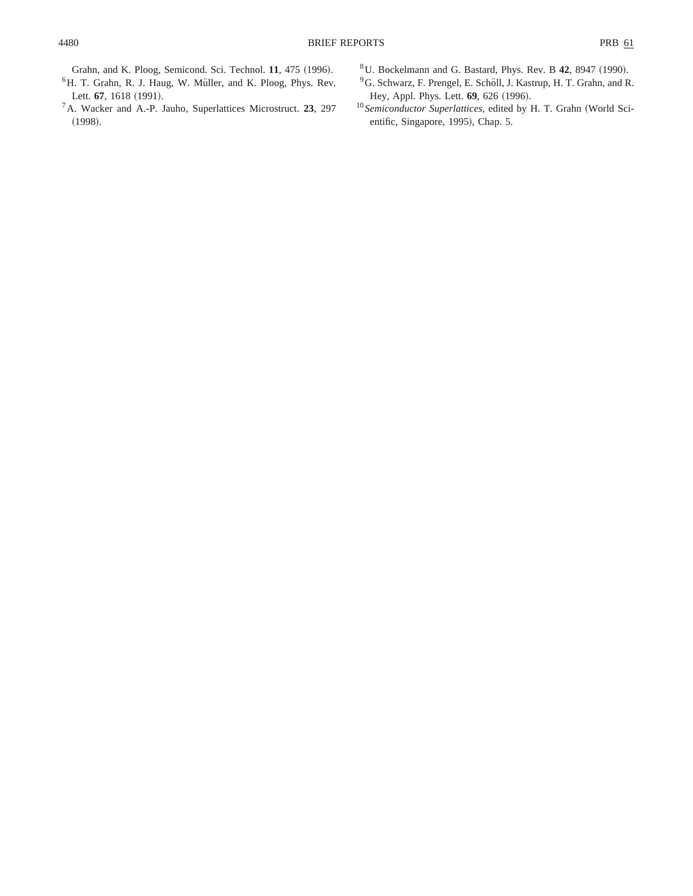Grahn, and K. Ploog, Semicond. Sci. Technol. **11**, 475 (1996).

[6] H. T. Grahn, R. J. Haug, W. Müller, and K. Ploog, Phys. Rev. Lett. **67**, 1618 (1991).

[7] A. Wacker and A.-P. Jauho, Superlattices Microstruct. **23**, 297 (1998).

[8] U. Bockelmann and G. Bastard, Phys. Rev. B **42**, 8947 (1990).

[9] G. Schwarz, F. Prengel, E. Schöll, J. Kastrup, H. T. Grahn, and R. Hey, Appl. Phys. Lett. **69**, 626 (1996).

[10] *Semiconductor Superlattices*, edited by H. T. Grahn (World Scientific, Singapore, 1995), Chap. 5.